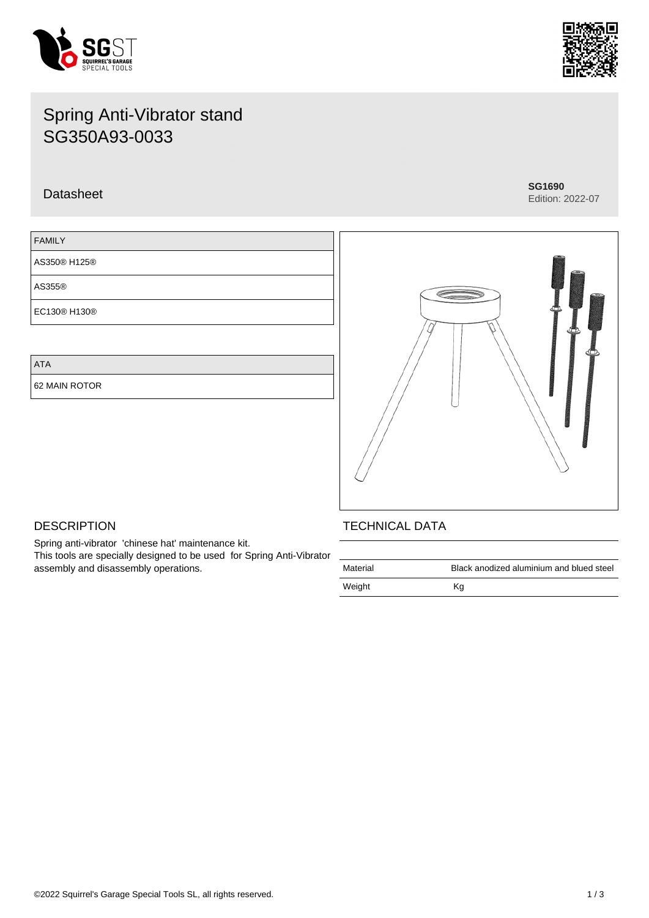# Spring Anti-Vibrator stand
# SG350A93-0033

Datasheet

**SG1690**
Edition: 2022-07

| FAMILY |
| --- |
| AS350® H125® |
| AS355® |
| EC130® H130® |

| ATA |
| --- |
| 62 MAIN ROTOR |

## DESCRIPTION

Spring anti-vibrator 'chinese hat' maintenance kit.
This tools are specially designed to be used for Spring Anti-Vibrator assembly and disassembly operations.

## TECHNICAL DATA

| | |
| --- | --- |
| Material | Black anodized aluminium and blued steel |
| Weight | Kg |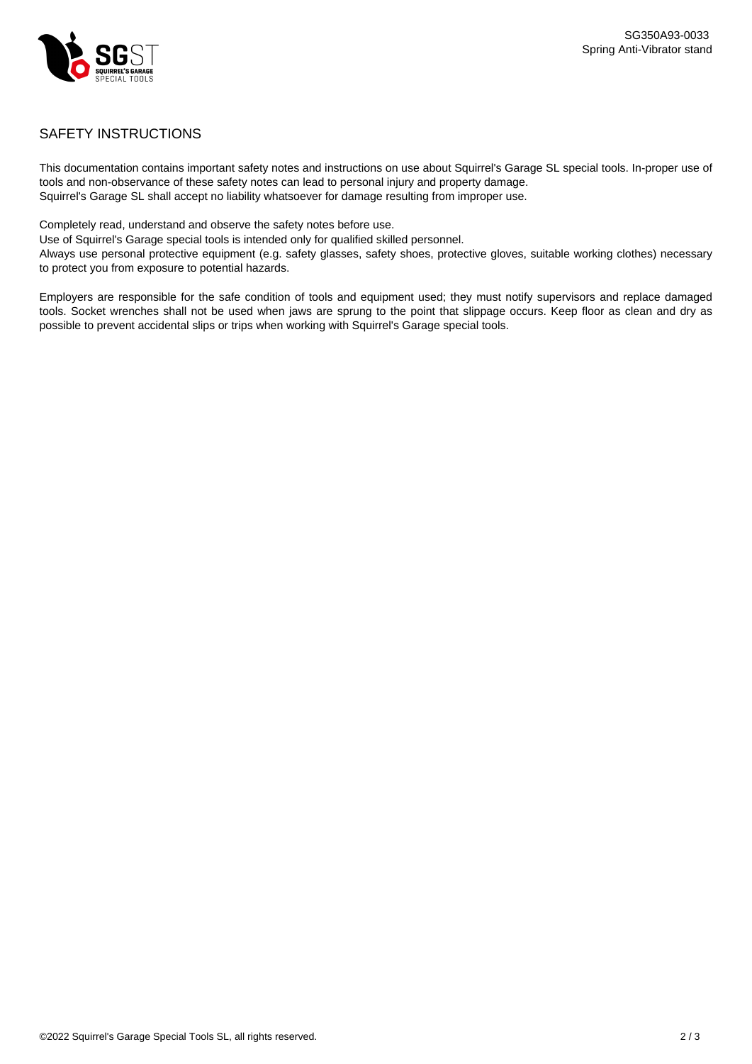## SAFETY INSTRUCTIONS

This documentation contains important safety notes and instructions on use about Squirrel's Garage SL special tools. In-proper use of tools and non-observance of these safety notes can lead to personal injury and property damage.
Squirrel's Garage SL shall accept no liability whatsoever for damage resulting from improper use.

Completely read, understand and observe the safety notes before use.
Use of Squirrel's Garage special tools is intended only for qualified skilled personnel.
Always use personal protective equipment (e.g. safety glasses, safety shoes, protective gloves, suitable working clothes) necessary to protect you from exposure to potential hazards.

Employers are responsible for the safe condition of tools and equipment used; they must notify supervisors and replace damaged tools. Socket wrenches shall not be used when jaws are sprung to the point that slippage occurs. Keep floor as clean and dry as possible to prevent accidental slips or trips when working with Squirrel's Garage special tools.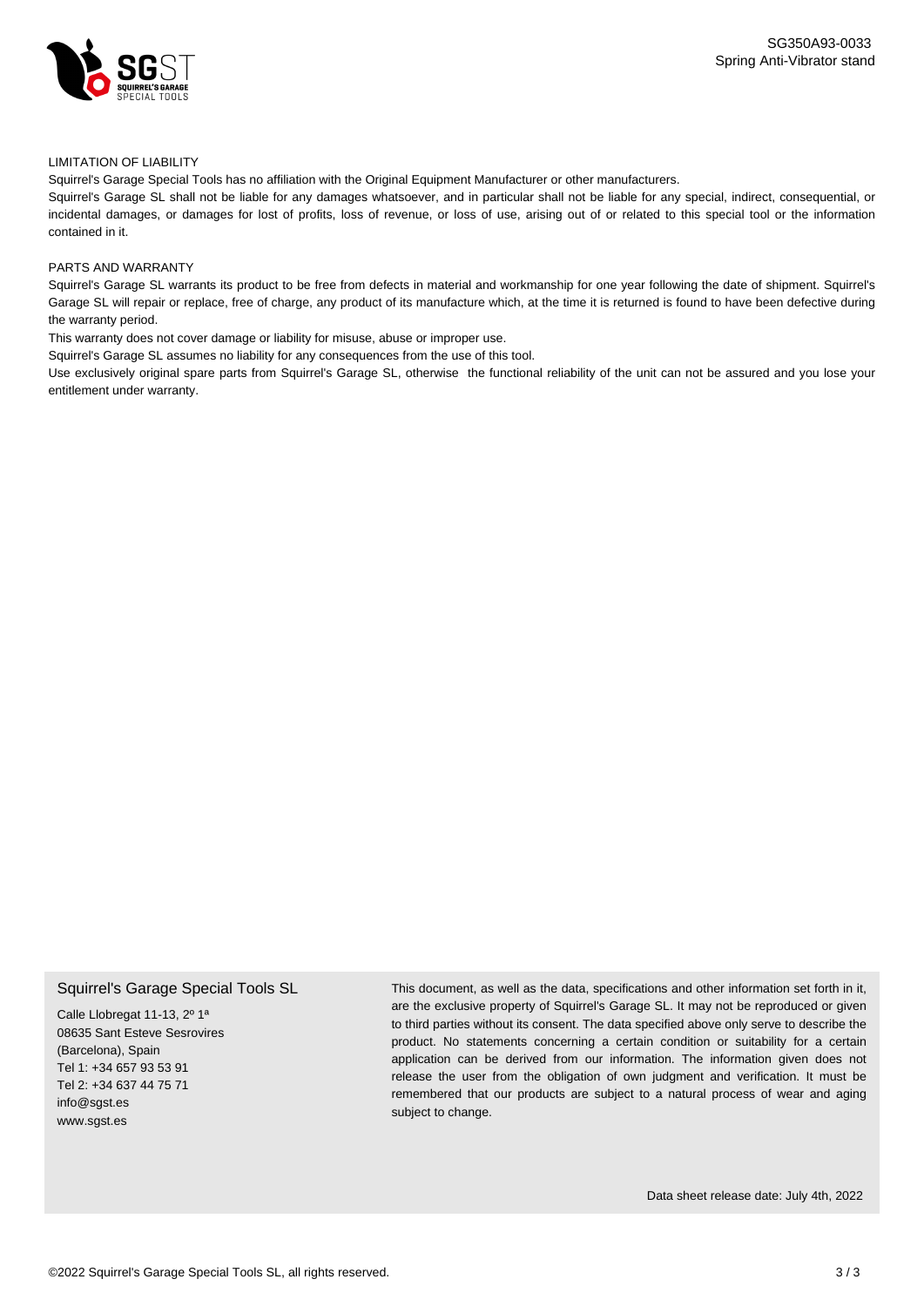LIMITATION OF LIABILITY

Squirrel's Garage Special Tools has no affiliation with the Original Equipment Manufacturer or other manufacturers.

Squirrel's Garage SL shall not be liable for any damages whatsoever, and in particular shall not be liable for any special, indirect, consequential, or incidental damages, or damages for lost of profits, loss of revenue, or loss of use, arising out of or related to this special tool or the information contained in it.

PARTS AND WARRANTY

Squirrel's Garage SL warrants its product to be free from defects in material and workmanship for one year following the date of shipment. Squirrel's Garage SL will repair or replace, free of charge, any product of its manufacture which, at the time it is returned is found to have been defective during the warranty period.

This warranty does not cover damage or liability for misuse, abuse or improper use.

Squirrel's Garage SL assumes no liability for any consequences from the use of this tool.

Use exclusively original spare parts from Squirrel's Garage SL, otherwise the functional reliability of the unit can not be assured and you lose your entitlement under warranty.

Squirrel's Garage Special Tools SL

Calle Llobregat 11-13, 2º 1ª
08635 Sant Esteve Sesrovires
(Barcelona), Spain
Tel 1: +34 657 93 53 91
Tel 2: +34 637 44 75 71
info@sgst.es
www.sgst.es

This document, as well as the data, specifications and other information set forth in it, are the exclusive property of Squirrel's Garage SL. It may not be reproduced or given to third parties without its consent. The data specified above only serve to describe the product. No statements concerning a certain condition or suitability for a certain application can be derived from our information. The information given does not release the user from the obligation of own judgment and verification. It must be remembered that our products are subject to a natural process of wear and aging subject to change.

Data sheet release date: July 4th, 2022

©2022 Squirrel's Garage Special Tools SL, all rights reserved.